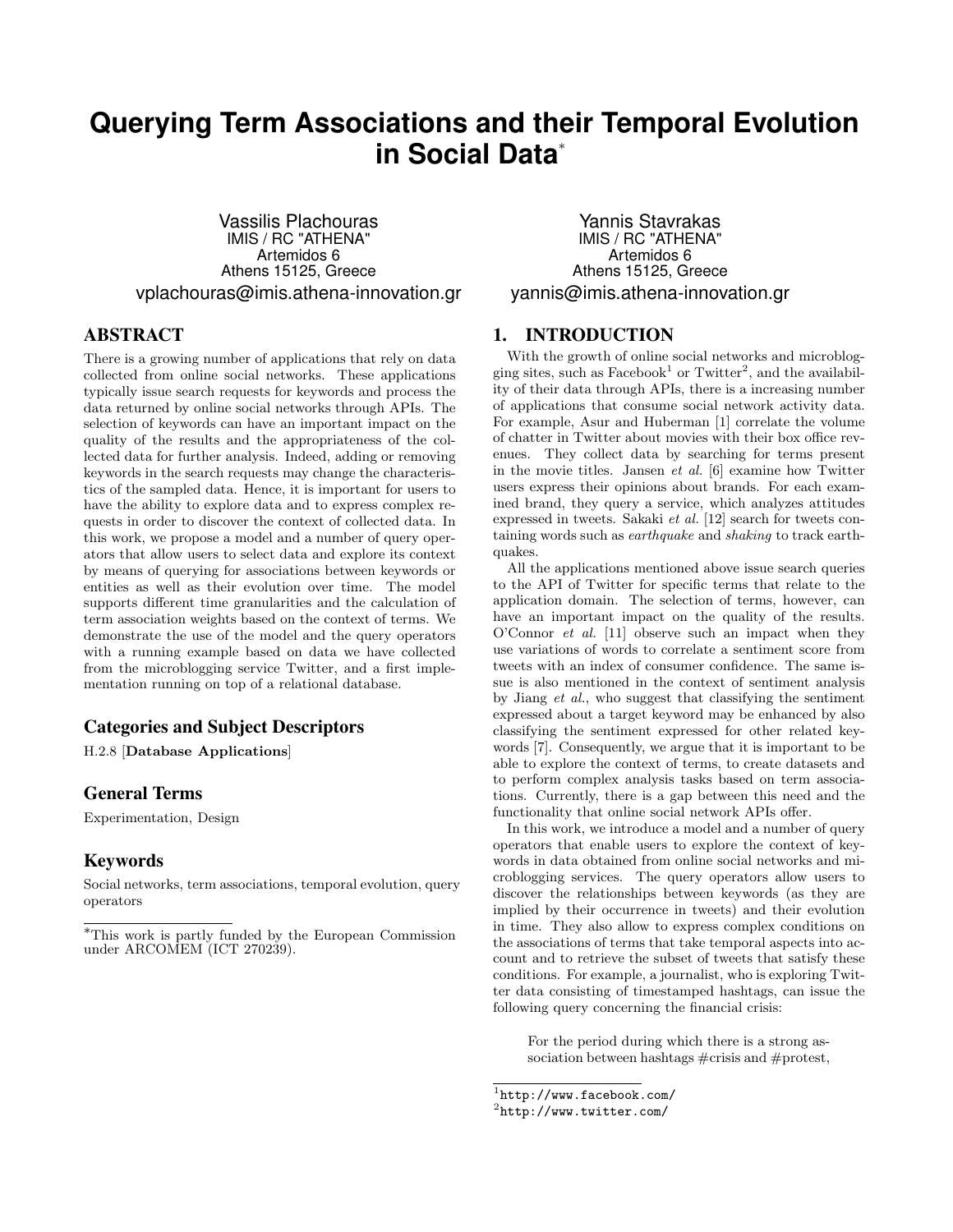# Querying Term Associations and their Temporal Evolution in Social Data*

Vassilis Plachouras
IMIS / RC "ATHENA"
Artemidos 6
Athens 15125, Greece
vplachouras@imis.athena-innovation.gr

Yannis Stavrakas
IMIS / RC "ATHENA"
Artemidos 6
Athens 15125, Greece
yannis@imis.athena-innovation.gr

## ABSTRACT

There is a growing number of applications that rely on data collected from online social networks. These applications typically issue search requests for keywords and process the data returned by online social networks through APIs. The selection of keywords can have an important impact on the quality of the results and the appropriateness of the collected data for further analysis. Indeed, adding or removing keywords in the search requests may change the characteristics of the sampled data. Hence, it is important for users to have the ability to explore data and to express complex requests in order to discover the context of collected data. In this work, we propose a model and a number of query operators that allow users to select data and explore its context by means of querying for associations between keywords or entities as well as their evolution over time. The model supports different time granularities and the calculation of term association weights based on the context of terms. We demonstrate the use of the model and the query operators with a running example based on data we have collected from the microblogging service Twitter, and a first implementation running on top of a relational database.

### Categories and Subject Descriptors

H.2.8 [**Database Applications**]

### General Terms

Experimentation, Design

### Keywords

Social networks, term associations, temporal evolution, query operators

*This work is partly funded by the European Commission under ARCOMEM (ICT 270239).

## 1. INTRODUCTION

With the growth of online social networks and microblogging sites, such as Facebook[1] or Twitter[2], and the availability of their data through APIs, there is a increasing number of applications that consume social network activity data. For example, Asur and Huberman [1] correlate the volume of chatter in Twitter about movies with their box office revenues. They collect data by searching for terms present in the movie titles. Jansen *et al.* [6] examine how Twitter users express their opinions about brands. For each examined brand, they query a service, which analyzes attitudes expressed in tweets. Sakaki *et al.* [12] search for tweets containing words such as *earthquake* and *shaking* to track earthquakes.

All the applications mentioned above issue search queries to the API of Twitter for specific terms that relate to the application domain. The selection of terms, however, can have an important impact on the quality of the results. O'Connor *et al.* [11] observe such an impact when they use variations of words to correlate a sentiment score from tweets with an index of consumer confidence. The same issue is also mentioned in the context of sentiment analysis by Jiang *et al.*, who suggest that classifying the sentiment expressed about a target keyword may be enhanced by also classifying the sentiment expressed for other related keywords [7]. Consequently, we argue that it is important to be able to explore the context of terms, to create datasets and to perform complex analysis tasks based on term associations. Currently, there is a gap between this need and the functionality that online social network APIs offer.

In this work, we introduce a model and a number of query operators that enable users to explore the context of keywords in data obtained from online social networks and microblogging services. The query operators allow users to discover the relationships between keywords (as they are implied by their occurrence in tweets) and their evolution in time. They also allow to express complex conditions on the associations of terms that take temporal aspects into account and to retrieve the subset of tweets that satisfy these conditions. For example, a journalist, who is exploring Twitter data consisting of timestamped hashtags, can issue the following query concerning the financial crisis:

> For the period during which there is a strong association between hashtags #crisis and #protest,

[1] http://www.facebook.com/
[2] http://www.twitter.com/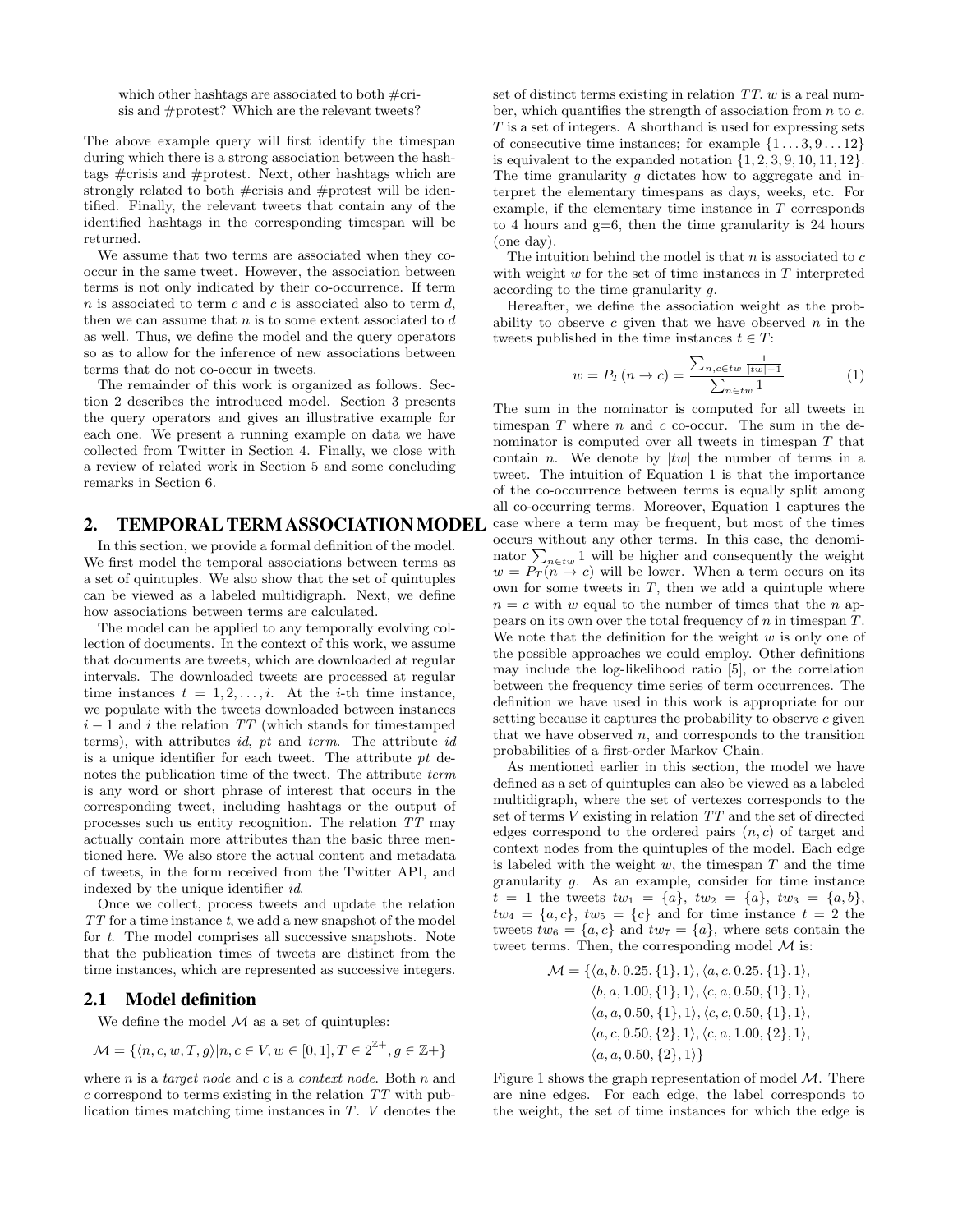which other hashtags are associated to both #crisis and #protest? Which are the relevant tweets?

The above example query will first identify the timespan during which there is a strong association between the hashtags #crisis and #protest. Next, other hashtags which are strongly related to both #crisis and #protest will be identified. Finally, the relevant tweets that contain any of the identified hashtags in the corresponding timespan will be returned.

We assume that two terms are associated when they co-occur in the same tweet. However, the association between terms is not only indicated by their co-occurrence. If term $n$ is associated to term $c$ and $c$ is associated also to term $d$, then we can assume that $n$ is to some extent associated to $d$ as well. Thus, we define the model and the query operators so as to allow for the inference of new associations between terms that do not co-occur in tweets.

The remainder of this work is organized as follows. Section 2 describes the introduced model. Section 3 presents the query operators and gives an illustrative example for each one. We present a running example on data we have collected from Twitter in Section 4. Finally, we close with a review of related work in Section 5 and some concluding remarks in Section 6.

## 2. TEMPORAL TERM ASSOCIATION MODEL

In this section, we provide a formal definition of the model. We first model the temporal associations between terms as a set of quintuples. We also show that the set of quintuples can be viewed as a labeled multidigraph. Next, we define how associations between terms are calculated.

The model can be applied to any temporally evolving collection of documents. In the context of this work, we assume that documents are tweets, which are downloaded at regular intervals. The downloaded tweets are processed at regular time instances $t = 1, 2, \ldots, i$. At the $i$-th time instance, we populate with the tweets downloaded between instances $i - 1$ and $i$ the relation $TT$ (which stands for timestamped terms), with attributes *id*, *pt* and *term*. The attribute *id* is a unique identifier for each tweet. The attribute *pt* denotes the publication time of the tweet. The attribute *term* is any word or short phrase of interest that occurs in the corresponding tweet, including hashtags or the output of processes such us entity recognition. The relation $TT$ may actually contain more attributes than the basic three mentioned here. We also store the actual content and metadata of tweets, in the form received from the Twitter API, and indexed by the unique identifier *id*.

Once we collect, process tweets and update the relation $TT$ for a time instance $t$, we add a new snapshot of the model for $t$. The model comprises all successive snapshots. Note that the publication times of tweets are distinct from the time instances, which are represented as successive integers.

### 2.1 Model definition

We define the model $\mathcal{M}$ as a set of quintuples:

$$\mathcal{M} = \{\langle n, c, w, T, g \rangle | n, c \in V, w \in [0, 1], T \in 2^{\mathbb{Z}+}, g \in \mathbb{Z}+\}$$

where $n$ is a *target node* and $c$ is a *context node*. Both $n$ and $c$ correspond to terms existing in the relation $TT$ with publication times matching time instances in $T$. $V$ denotes the set of distinct terms existing in relation $TT$. $w$ is a real number, which quantifies the strength of association from $n$ to $c$. $T$ is a set of integers. A shorthand is used for expressing sets of consecutive time instances; for example $\{1 \ldots 3, 9 \ldots 12\}$ is equivalent to the expanded notation $\{1, 2, 3, 9, 10, 11, 12\}$. The time granularity $g$ dictates how to aggregate and interpret the elementary timespans as days, weeks, etc. For example, if the elementary time instance in $T$ corresponds to 4 hours and g=6, then the time granularity is 24 hours (one day).

The intuition behind the model is that $n$ is associated to $c$ with weight $w$ for the set of time instances in $T$ interpreted according to the time granularity $g$.

Hereafter, we define the association weight as the probability to observe $c$ given that we have observed $n$ in the tweets published in the time instances $t \in T$:

$$w = P_T(n \to c) = \frac{\sum_{n,c \in tw} \frac{1}{|tw|-1}}{\sum_{n \in tw} 1} \tag{1}$$

The sum in the nominator is computed for all tweets in timespan $T$ where $n$ and $c$ co-occur. The sum in the denominator is computed over all tweets in timespan $T$ that contain $n$. We denote by $|tw|$ the number of terms in a tweet. The intuition of Equation 1 is that the importance of the co-occurrence between terms is equally split among all co-occurring terms. Moreover, Equation 1 captures the case where a term may be frequent, but most of the times occurs without any other terms. In this case, the denominator $\sum_{n \in tw} 1$ will be higher and consequently the weight $w = P_T(n \to c)$ will be lower. When a term occurs on its own for some tweets in $T$, then we add a quintuple where $n = c$ with $w$ equal to the number of times that the $n$ appears on its own over the total frequency of $n$ in timespan $T$. We note that the definition for the weight $w$ is only one of the possible approaches we could employ. Other definitions may include the log-likelihood ratio [5], or the correlation between the frequency time series of term occurrences. The definition we have used in this work is appropriate for our setting because it captures the probability to observe $c$ given that we have observed $n$, and corresponds to the transition probabilities of a first-order Markov Chain.

As mentioned earlier in this section, the model we have defined as a set of quintuples can also be viewed as a labeled multidigraph, where the set of vertexes corresponds to the set of terms $V$ existing in relation $TT$ and the set of directed edges correspond to the ordered pairs $(n, c)$ of target and context nodes from the quintuples of the model. Each edge is labeled with the weight $w$, the timespan $T$ and the time granularity $g$. As an example, consider for time instance $t = 1$ the tweets $tw_1 = \{a\}$, $tw_2 = \{a\}$, $tw_3 = \{a, b\}$, $tw_4 = \{a, c\}$, $tw_5 = \{c\}$ and for time instance $t = 2$ the tweets $tw_6 = \{a, c\}$ and $tw_7 = \{a\}$, where sets contain the tweet terms. Then, the corresponding model $\mathcal{M}$ is:

$$\begin{aligned}\mathcal{M} = \{&\langle a, b, 0.25, \{1\}, 1\rangle, \langle a, c, 0.25, \{1\}, 1\rangle,\\ &\langle b, a, 1.00, \{1\}, 1\rangle, \langle c, a, 0.50, \{1\}, 1\rangle,\\ &\langle a, a, 0.50, \{1\}, 1\rangle, \langle c, c, 0.50, \{1\}, 1\rangle,\\ &\langle a, c, 0.50, \{2\}, 1\rangle, \langle c, a, 1.00, \{2\}, 1\rangle,\\ &\langle a, a, 0.50, \{2\}, 1\rangle\}\end{aligned}$$

Figure 1 shows the graph representation of model $\mathcal{M}$. There are nine edges. For each edge, the label corresponds to the weight, the set of time instances for which the edge is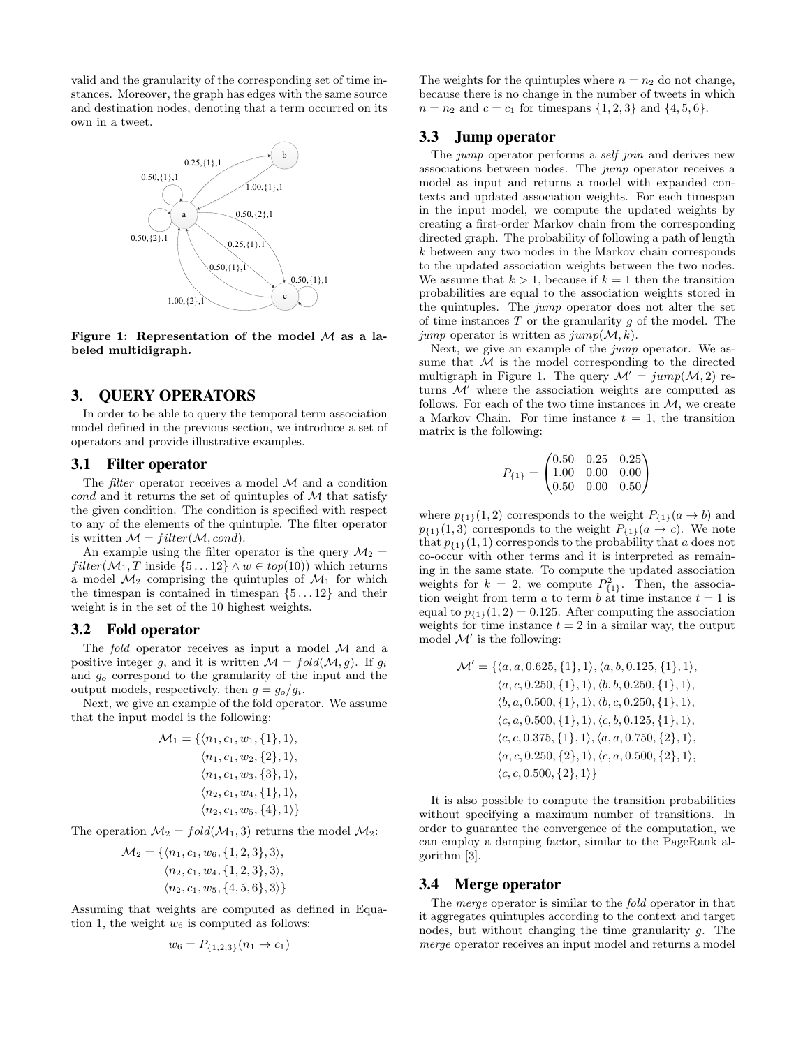valid and the granularity of the corresponding set of time instances. Moreover, the graph has edges with the same source and destination nodes, denoting that a term occurred on its own in a tweet.

**Figure 1: Representation of the model $\mathcal{M}$ as a labeled multidigraph.**

# 3. QUERY OPERATORS

In order to be able to query the temporal term association model defined in the previous section, we introduce a set of operators and provide illustrative examples.

## 3.1 Filter operator

The *filter* operator receives a model $\mathcal{M}$ and a condition *cond* and it returns the set of quintuples of $\mathcal{M}$ that satisfy the given condition. The condition is specified with respect to any of the elements of the quintuple. The filter operator is written $\mathcal{M} = filter(\mathcal{M}, cond)$.

An example using the filter operator is the query $\mathcal{M}_2 = filter(\mathcal{M}_1, T \text{ inside } \{5 \ldots 12\} \wedge w \in top(10))$ which returns a model $\mathcal{M}_2$ comprising the quintuples of $\mathcal{M}_1$ for which the timespan is contained in timespan $\{5 \ldots 12\}$ and their weight is in the set of the 10 highest weights.

## 3.2 Fold operator

The *fold* operator receives as input a model $\mathcal{M}$ and a positive integer $g$, and it is written $\mathcal{M} = fold(\mathcal{M}, g)$. If $g_i$ and $g_o$ correspond to the granularity of the input and the output models, respectively, then $g = g_o/g_i$.

Next, we give an example of the fold operator. We assume that the input model is the following:

$$\begin{aligned}\mathcal{M}_1 = \{&\langle n_1, c_1, w_1, \{1\}, 1\rangle,\\ &\langle n_1, c_1, w_2, \{2\}, 1\rangle,\\ &\langle n_1, c_1, w_3, \{3\}, 1\rangle,\\ &\langle n_2, c_1, w_4, \{1\}, 1\rangle,\\ &\langle n_2, c_1, w_5, \{4\}, 1\rangle\}\end{aligned}$$

The operation $\mathcal{M}_2 = fold(\mathcal{M}_1, 3)$ returns the model $\mathcal{M}_2$:

$$\begin{aligned}\mathcal{M}_2 = \{&\langle n_1, c_1, w_6, \{1,2,3\}, 3\rangle,\\ &\langle n_2, c_1, w_4, \{1,2,3\}, 3\rangle,\\ &\langle n_2, c_1, w_5, \{4,5,6\}, 3\rangle\}\end{aligned}$$

Assuming that weights are computed as defined in Equation 1, the weight $w_6$ is computed as follows:

$$w_6 = P_{\{1,2,3\}}(n_1 \to c_1)$$

The weights for the quintuples where $n = n_2$ do not change, because there is no change in the number of tweets in which $n = n_2$ and $c = c_1$ for timespans $\{1, 2, 3\}$ and $\{4, 5, 6\}$.

## 3.3 Jump operator

The *jump* operator performs a *self join* and derives new associations between nodes. The *jump* operator receives a model as input and returns a model with expanded contexts and updated association weights. For each timespan in the input model, we compute the updated weights by creating a first-order Markov chain from the corresponding directed graph. The probability of following a path of length $k$ between any two nodes in the Markov chain corresponds to the updated association weights between the two nodes. We assume that $k > 1$, because if $k = 1$ then the transition probabilities are equal to the association weights stored in the quintuples. The *jump* operator does not alter the set of time instances $T$ or the granularity $g$ of the model. The *jump* operator is written as $jump(\mathcal{M}, k)$.

Next, we give an example of the *jump* operator. We assume that $\mathcal{M}$ is the model corresponding to the directed multigraph in Figure 1. The query $\mathcal{M}' = jump(\mathcal{M}, 2)$ returns $\mathcal{M}'$ where the association weights are computed as follows. For each of the two time instances in $\mathcal{M}$, we create a Markov Chain. For time instance $t = 1$, the transition matrix is the following:

$$P_{\{1\}} = \begin{pmatrix} 0.50 & 0.25 & 0.25 \\ 1.00 & 0.00 & 0.00 \\ 0.50 & 0.00 & 0.50 \end{pmatrix}$$

where $p_{\{1\}}(1, 2)$ corresponds to the weight $P_{\{1\}}(a \to b)$ and $p_{\{1\}}(1, 3)$ corresponds to the weight $P_{\{1\}}(a \to c)$. We note that $p_{\{1\}}(1, 1)$ corresponds to the probability that $a$ does not co-occur with other terms and it is interpreted as remaining in the same state. To compute the updated association weights for $k = 2$, we compute $P^2_{\{1\}}$. Then, the association weight from term $a$ to term $b$ at time instance $t = 1$ is equal to $p_{\{1\}}(1, 2) = 0.125$. After computing the association weights for time instance $t = 2$ in a similar way, the output model $\mathcal{M}'$ is the following:

$$\begin{aligned}\mathcal{M}' = \{&\langle a, a, 0.625, \{1\}, 1\rangle, \langle a, b, 0.125, \{1\}, 1\rangle,\\ &\langle a, c, 0.250, \{1\}, 1\rangle, \langle b, b, 0.250, \{1\}, 1\rangle,\\ &\langle b, a, 0.500, \{1\}, 1\rangle, \langle b, c, 0.250, \{1\}, 1\rangle,\\ &\langle c, a, 0.500, \{1\}, 1\rangle, \langle c, b, 0.125, \{1\}, 1\rangle,\\ &\langle c, c, 0.375, \{1\}, 1\rangle, \langle a, a, 0.750, \{2\}, 1\rangle,\\ &\langle a, c, 0.250, \{2\}, 1\rangle, \langle c, a, 0.500, \{2\}, 1\rangle,\\ &\langle c, c, 0.500, \{2\}, 1\rangle\}\end{aligned}$$

It is also possible to compute the transition probabilities without specifying a maximum number of transitions. In order to guarantee the convergence of the computation, we can employ a damping factor, similar to the PageRank algorithm [3].

## 3.4 Merge operator

The *merge* operator is similar to the *fold* operator in that it aggregates quintuples according to the context and target nodes, but without changing the time granularity $g$. The *merge* operator receives an input model and returns a model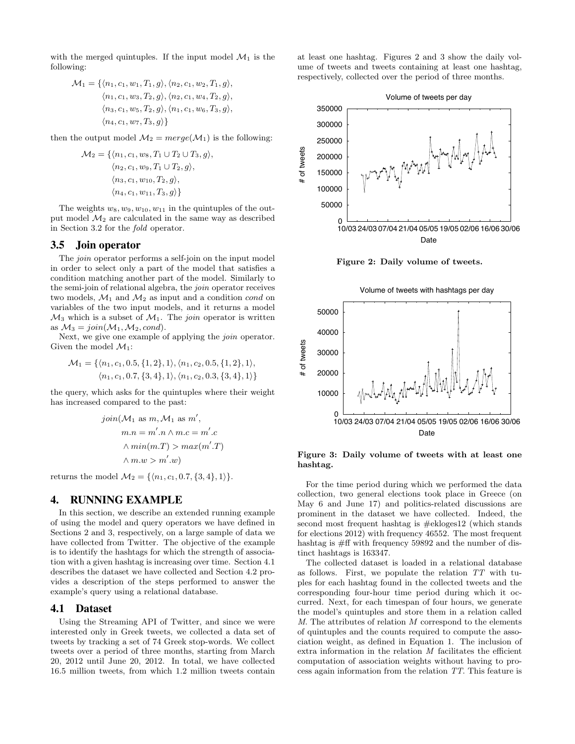with the merged quintuples. If the input model $\mathcal{M}_1$ is the following:

$$\mathcal{M}_1 = \{\langle n_1, c_1, w_1, T_1, g\rangle, \langle n_2, c_1, w_2, T_1, g\rangle, \langle n_1, c_1, w_3, T_2, g\rangle, \langle n_2, c_1, w_4, T_2, g\rangle, \langle n_3, c_1, w_5, T_2, g\rangle, \langle n_1, c_1, w_6, T_3, g\rangle, \langle n_4, c_1, w_7, T_3, g\rangle\}$$

then the output model $\mathcal{M}_2 = merge(\mathcal{M}_1)$ is the following:

$$\mathcal{M}_2 = \{\langle n_1, c_1, w_8, T_1 \cup T_2 \cup T_3, g\rangle, \langle n_2, c_1, w_9, T_1 \cup T_2, g\rangle, \langle n_3, c_1, w_{10}, T_2, g\rangle, \langle n_4, c_1, w_{11}, T_3, g\rangle\}$$

The weights $w_8, w_9, w_{10}, w_{11}$ in the quintuples of the output model $\mathcal{M}_2$ are calculated in the same way as described in Section 3.2 for the *fold* operator.

### 3.5 Join operator

The *join* operator performs a self-join on the input model in order to select only a part of the model that satisfies a condition matching another part of the model. Similarly to the semi-join of relational algebra, the *join* operator receives two models, $\mathcal{M}_1$ and $\mathcal{M}_2$ as input and a condition *cond* on variables of the two input models, and it returns a model $\mathcal{M}_3$ which is a subset of $\mathcal{M}_1$. The *join* operator is written as $\mathcal{M}_3 = join(\mathcal{M}_1, \mathcal{M}_2, cond)$.

Next, we give one example of applying the *join* operator. Given the model $\mathcal{M}_1$:

$$\mathcal{M}_1 = \{\langle n_1, c_1, 0.5, \{1, 2\}, 1\rangle, \langle n_1, c_2, 0.5, \{1, 2\}, 1\rangle, \langle n_1, c_1, 0.7, \{3, 4\}, 1\rangle, \langle n_1, c_2, 0.3, \{3, 4\}, 1\rangle\}$$

the query, which asks for the quintuples where their weight has increased compared to the past:

$$join(\mathcal{M}_1 \text{ as } m, \mathcal{M}_1 \text{ as } m', m.n = m'.n \wedge m.c = m'.c \wedge min(m.T) > max(m'.T) \wedge m.w > m'.w)$$

returns the model $\mathcal{M}_2 = \{\langle n_1, c_1, 0.7, \{3, 4\}, 1\rangle\}$.

## 4. RUNNING EXAMPLE

In this section, we describe an extended running example of using the model and query operators we have defined in Sections 2 and 3, respectively, on a large sample of data we have collected from Twitter. The objective of the example is to identify the hashtags for which the strength of association with a given hashtag is increasing over time. Section 4.1 describes the dataset we have collected and Section 4.2 provides a description of the steps performed to answer the example's query using a relational database.

### 4.1 Dataset

Using the Streaming API of Twitter, and since we were interested only in Greek tweets, we collected a data set of tweets by tracking a set of 74 Greek stop-words. We collect tweets over a period of three months, starting from March 20, 2012 until June 20, 2012. In total, we have collected 16.5 million tweets, from which 1.2 million tweets contain at least one hashtag. Figures 2 and 3 show the daily volume of tweets and tweets containing at least one hashtag, respectively, collected over the period of three months.

**Figure 2: Daily volume of tweets.**

**Figure 3: Daily volume of tweets with at least one hashtag.**

For the time period during which we performed the data collection, two general elections took place in Greece (on May 6 and June 17) and politics-related discussions are prominent in the dataset we have collected. Indeed, the second most frequent hashtag is #ekloges12 (which stands for elections 2012) with frequency 46552. The most frequent hashtag is #ff with frequency 59892 and the number of distinct hashtags is 163347.

The collected dataset is loaded in a relational database as follows. First, we populate the relation $TT$ with tuples for each hashtag found in the collected tweets and the corresponding four-hour time period during which it occurred. Next, for each timespan of four hours, we generate the model's quintuples and store them in a relation called $M$. The attributes of relation $M$ correspond to the elements of quintuples and the counts required to compute the association weight, as defined in Equation 1. The inclusion of extra information in the relation $M$ facilitates the efficient computation of association weights without having to process again information from the relation $TT$. This feature is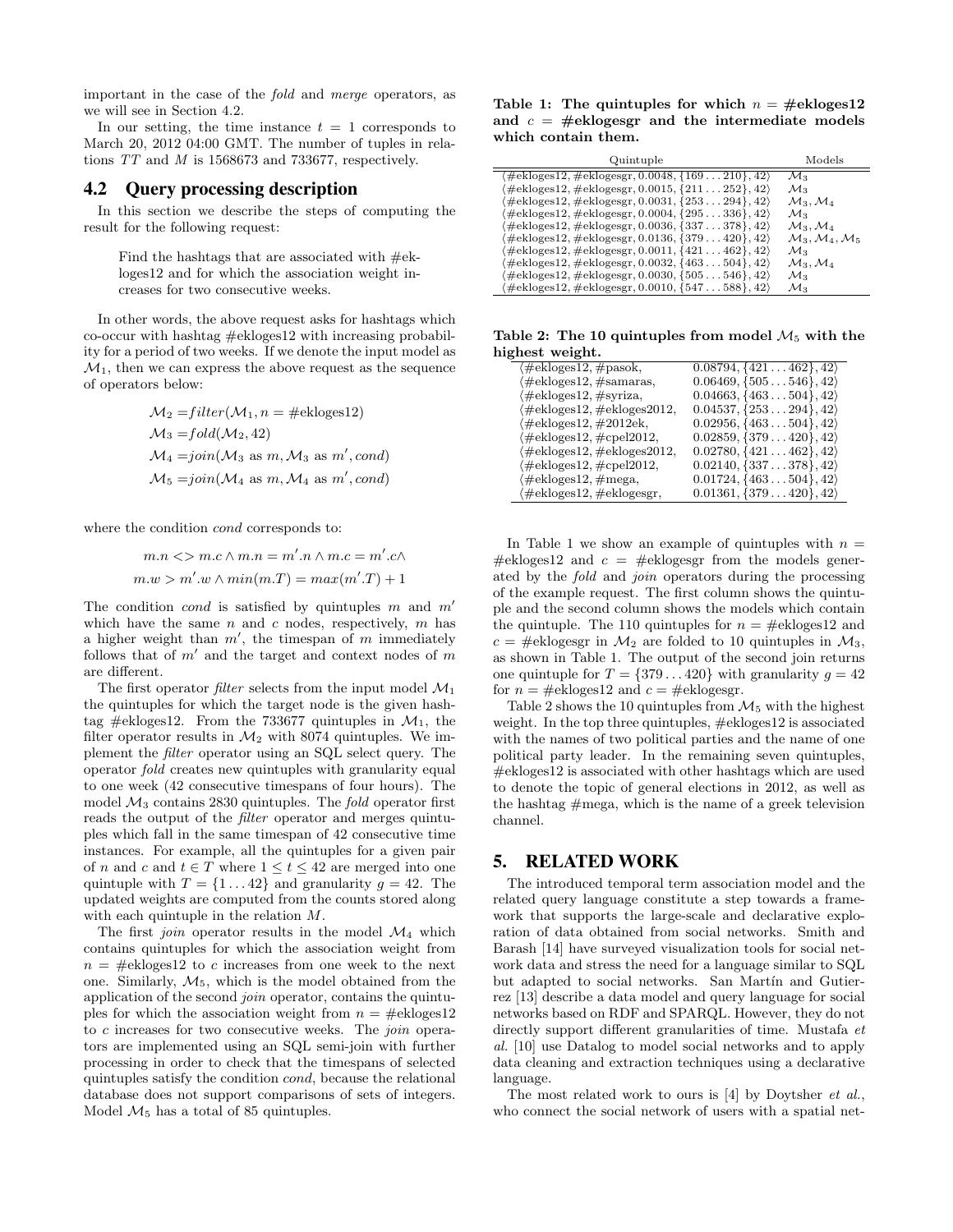important in the case of the *fold* and *merge* operators, as we will see in Section 4.2.

In our setting, the time instance $t = 1$ corresponds to March 20, 2012 04:00 GMT. The number of tuples in relations $TT$ and $M$ is 1568673 and 733677, respectively.

## 4.2 Query processing description

In this section we describe the steps of computing the result for the following request:

> Find the hashtags that are associated with #ekloges12 and for which the association weight increases for two consecutive weeks.

In other words, the above request asks for hashtags which co-occur with hashtag #ekloges12 with increasing probability for a period of two weeks. If we denote the input model as $\mathcal{M}_1$, then we can express the above request as the sequence of operators below:

$$\mathcal{M}_2 = filter(\mathcal{M}_1, n = \#\text{ekloges12})$$
$$\mathcal{M}_3 = fold(\mathcal{M}_2, 42)$$
$$\mathcal{M}_4 = join(\mathcal{M}_3 \text{ as } m, \mathcal{M}_3 \text{ as } m', cond)$$
$$\mathcal{M}_5 = join(\mathcal{M}_4 \text{ as } m, \mathcal{M}_4 \text{ as } m', cond)$$

where the condition *cond* corresponds to:

$$m.n <> m.c \wedge m.n = m'.n \wedge m.c = m'.c \wedge$$
$$m.w > m'.w \wedge min(m.T) = max(m'.T) + 1$$

The condition *cond* is satisfied by quintuples $m$ and $m'$ which have the same $n$ and $c$ nodes, respectively, $m$ has a higher weight than $m'$, the timespan of $m$ immediately follows that of $m'$ and the target and context nodes of $m$ are different.

The first operator *filter* selects from the input model $\mathcal{M}_1$ the quintuples for which the target node is the given hashtag #ekloges12. From the 733677 quintuples in $\mathcal{M}_1$, the filter operator results in $\mathcal{M}_2$ with 8074 quintuples. We implement the *filter* operator using an SQL select query. The operator *fold* creates new quintuples with granularity equal to one week (42 consecutive timespans of four hours). The model $\mathcal{M}_3$ contains 2830 quintuples. The *fold* operator first reads the output of the *filter* operator and merges quintuples which fall in the same timespan of 42 consecutive time instances. For example, all the quintuples for a given pair of $n$ and $c$ and $t \in T$ where $1 \leq t \leq 42$ are merged into one quintuple with $T = \{1 \ldots 42\}$ and granularity $g = 42$. The updated weights are computed from the counts stored along with each quintuple in the relation $M$.

The first *join* operator results in the model $\mathcal{M}_4$ which contains quintuples for which the association weight from $n$ = #ekloges12 to $c$ increases from one week to the next one. Similarly, $\mathcal{M}_5$, which is the model obtained from the application of the second *join* operator, contains the quintuples for which the association weight from $n$ = #ekloges12 to $c$ increases for two consecutive weeks. The *join* operators are implemented using an SQL semi-join with further processing in order to check that the timespans of selected quintuples satisfy the condition *cond*, because the relational database does not support comparisons of sets of integers. Model $\mathcal{M}_5$ has a total of 85 quintuples.

**Table 1: The quintuples for which $n$ = #ekloges12 and $c$ = #eklogesgr and the intermediate models which contain them.**

| Quintuple | Models |
|---|---|
| $\langle$#ekloges12, #eklogesgr, 0.0048, $\{169 \ldots 210\}$, 42$\rangle$ | $\mathcal{M}_3$ |
| $\langle$#ekloges12, #eklogesgr, 0.0015, $\{211 \ldots 252\}$, 42$\rangle$ | $\mathcal{M}_3$ |
| $\langle$#ekloges12, #eklogesgr, 0.0031, $\{253 \ldots 294\}$, 42$\rangle$ | $\mathcal{M}_3, \mathcal{M}_4$ |
| $\langle$#ekloges12, #eklogesgr, 0.0004, $\{295 \ldots 336\}$, 42$\rangle$ | $\mathcal{M}_3$ |
| $\langle$#ekloges12, #eklogesgr, 0.0036, $\{337 \ldots 378\}$, 42$\rangle$ | $\mathcal{M}_3, \mathcal{M}_4$ |
| $\langle$#ekloges12, #eklogesgr, 0.0136, $\{379 \ldots 420\}$, 42$\rangle$ | $\mathcal{M}_3, \mathcal{M}_4, \mathcal{M}_5$ |
| $\langle$#ekloges12, #eklogesgr, 0.0011, $\{421 \ldots 462\}$, 42$\rangle$ | $\mathcal{M}_3$ |
| $\langle$#ekloges12, #eklogesgr, 0.0032, $\{463 \ldots 504\}$, 42$\rangle$ | $\mathcal{M}_3, \mathcal{M}_4$ |
| $\langle$#ekloges12, #eklogesgr, 0.0030, $\{505 \ldots 546\}$, 42$\rangle$ | $\mathcal{M}_3$ |
| $\langle$#ekloges12, #eklogesgr, 0.0010, $\{547 \ldots 588\}$, 42$\rangle$ | $\mathcal{M}_3$ |

**Table 2: The 10 quintuples from model $\mathcal{M}_5$ with the highest weight.**

| | |
|---|---|
| $\langle$#ekloges12, #pasok, | 0.08794, $\{421 \ldots 462\}$, 42$\rangle$ |
| $\langle$#ekloges12, #samaras, | 0.06469, $\{505 \ldots 546\}$, 42$\rangle$ |
| $\langle$#ekloges12, #syriza, | 0.04663, $\{463 \ldots 504\}$, 42$\rangle$ |
| $\langle$#ekloges12, #ekloges2012, | 0.04537, $\{253 \ldots 294\}$, 42$\rangle$ |
| $\langle$#ekloges12, #2012ek, | 0.02956, $\{463 \ldots 504\}$, 42$\rangle$ |
| $\langle$#ekloges12, #cpel2012, | 0.02859, $\{379 \ldots 420\}$, 42$\rangle$ |
| $\langle$#ekloges12, #ekloges2012, | 0.02780, $\{421 \ldots 462\}$, 42$\rangle$ |
| $\langle$#ekloges12, #cpel2012, | 0.02140, $\{337 \ldots 378\}$, 42$\rangle$ |
| $\langle$#ekloges12, #mega, | 0.01724, $\{463 \ldots 504\}$, 42$\rangle$ |
| $\langle$#ekloges12, #eklogesgr, | 0.01361, $\{379 \ldots 420\}$, 42$\rangle$ |

In Table 1 we show an example of quintuples with $n$ = #ekloges12 and $c$ = #eklogesgr from the models generated by the *fold* and *join* operators during the processing of the example request. The first column shows the quintuple and the second column shows the models which contain the quintuple. The 110 quintuples for $n$ = #ekloges12 and $c$ = #eklogesgr in $\mathcal{M}_2$ are folded to 10 quintuples in $\mathcal{M}_3$, as shown in Table 1. The output of the second join returns one quintuple for $T = \{379 \ldots 420\}$ with granularity $g = 42$ for $n$ = #ekloges12 and $c$ = #eklogesgr.

Table 2 shows the 10 quintuples from $\mathcal{M}_5$ with the highest weight. In the top three quintuples, #ekloges12 is associated with the names of two political parties and the name of one political party leader. In the remaining seven quintuples, #ekloges12 is associated with other hashtags which are used to denote the topic of general elections in 2012, as well as the hashtag #mega, which is the name of a greek television channel.

# 5. RELATED WORK

The introduced temporal term association model and the related query language constitute a step towards a framework that supports the large-scale and declarative exploration of data obtained from social networks. Smith and Barash [14] have surveyed visualization tools for social network data and stress the need for a language similar to SQL but adapted to social networks. San Martín and Gutierrez [13] describe a data model and query language for social networks based on RDF and SPARQL. However, they do not directly support different granularities of time. Mustafa *et al.* [10] use Datalog to model social networks and to apply data cleaning and extraction techniques using a declarative language.

The most related work to ours is [4] by Doytsher *et al.*, who connect the social network of users with a spatial net-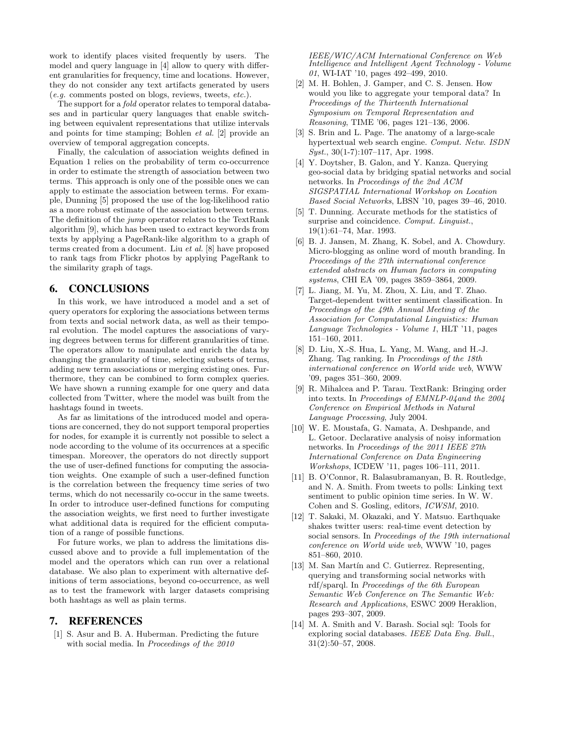work to identify places visited frequently by users. The model and query language in [4] allow to query with different granularities for frequency, time and locations. However, they do not consider any text artifacts generated by users (*e.g.* comments posted on blogs, reviews, tweets, *etc.*).

The support for a *fold* operator relates to temporal databases and in particular query languages that enable switching between equivalent representations that utilize intervals and points for time stamping; Bohlen *et al.* [2] provide an overview of temporal aggregation concepts.

Finally, the calculation of association weights defined in Equation 1 relies on the probability of term co-occurrence in order to estimate the strength of association between two terms. This approach is only one of the possible ones we can apply to estimate the association between terms. For example, Dunning [5] proposed the use of the log-likelihood ratio as a more robust estimate of the association between terms. The definition of the *jump* operator relates to the TextRank algorithm [9], which has been used to extract keywords from texts by applying a PageRank-like algorithm to a graph of terms created from a document. Liu *et al.* [8] have proposed to rank tags from Flickr photos by applying PageRank to the similarity graph of tags.

## 6. CONCLUSIONS

In this work, we have introduced a model and a set of query operators for exploring the associations between terms from texts and social network data, as well as their temporal evolution. The model captures the associations of varying degrees between terms for different granularities of time. The operators allow to manipulate and enrich the data by changing the granularity of time, selecting subsets of terms, adding new term associations or merging existing ones. Furthermore, they can be combined to form complex queries. We have shown a running example for one query and data collected from Twitter, where the model was built from the hashtags found in tweets.

As far as limitations of the introduced model and operations are concerned, they do not support temporal properties for nodes, for example it is currently not possible to select a node according to the volume of its occurrences at a specific timespan. Moreover, the operators do not directly support the use of user-defined functions for computing the association weights. One example of such a user-defined function is the correlation between the frequency time series of two terms, which do not necessarily co-occur in the same tweets. In order to introduce user-defined functions for computing the association weights, we first need to further investigate what additional data is required for the efficient computation of a range of possible functions.

For future works, we plan to address the limitations discussed above and to provide a full implementation of the model and the operators which can run over a relational database. We also plan to experiment with alternative definitions of term associations, beyond co-occurrence, as well as to test the framework with larger datasets comprising both hashtags as well as plain terms.

## 7. REFERENCES

[1] S. Asur and B. A. Huberman. Predicting the future with social media. In *Proceedings of the 2010 IEEE/WIC/ACM International Conference on Web Intelligence and Intelligent Agent Technology - Volume 01*, WI-IAT '10, pages 492–499, 2010.

[2] M. H. Bohlen, J. Gamper, and C. S. Jensen. How would you like to aggregate your temporal data? In *Proceedings of the Thirteenth International Symposium on Temporal Representation and Reasoning*, TIME '06, pages 121–136, 2006.

[3] S. Brin and L. Page. The anatomy of a large-scale hypertextual web search engine. *Comput. Netw. ISDN Syst.*, 30(1-7):107–117, Apr. 1998.

[4] Y. Doytsher, B. Galon, and Y. Kanza. Querying geo-social data by bridging spatial networks and social networks. In *Proceedings of the 2nd ACM SIGSPATIAL International Workshop on Location Based Social Networks*, LBSN '10, pages 39–46, 2010.

[5] T. Dunning. Accurate methods for the statistics of surprise and coincidence. *Comput. Linguist.*, 19(1):61–74, Mar. 1993.

[6] B. J. Jansen, M. Zhang, K. Sobel, and A. Chowdury. Micro-blogging as online word of mouth branding. In *Proceedings of the 27th international conference extended abstracts on Human factors in computing systems*, CHI EA '09, pages 3859–3864, 2009.

[7] L. Jiang, M. Yu, M. Zhou, X. Liu, and T. Zhao. Target-dependent twitter sentiment classification. In *Proceedings of the 49th Annual Meeting of the Association for Computational Linguistics: Human Language Technologies - Volume 1*, HLT '11, pages 151–160, 2011.

[8] D. Liu, X.-S. Hua, L. Yang, M. Wang, and H.-J. Zhang. Tag ranking. In *Proceedings of the 18th international conference on World wide web*, WWW '09, pages 351–360, 2009.

[9] R. Mihalcea and P. Tarau. TextRank: Bringing order into texts. In *Proceedings of EMNLP-04and the 2004 Conference on Empirical Methods in Natural Language Processing*, July 2004.

[10] W. E. Moustafa, G. Namata, A. Deshpande, and L. Getoor. Declarative analysis of noisy information networks. In *Proceedings of the 2011 IEEE 27th International Conference on Data Engineering Workshops*, ICDEW '11, pages 106–111, 2011.

[11] B. O'Connor, R. Balasubramanyan, B. R. Routledge, and N. A. Smith. From tweets to polls: Linking text sentiment to public opinion time series. In W. W. Cohen and S. Gosling, editors, *ICWSM*, 2010.

[12] T. Sakaki, M. Okazaki, and Y. Matsuo. Earthquake shakes twitter users: real-time event detection by social sensors. In *Proceedings of the 19th international conference on World wide web*, WWW '10, pages 851–860, 2010.

[13] M. San Martín and C. Gutierrez. Representing, querying and transforming social networks with rdf/sparql. In *Proceedings of the 6th European Semantic Web Conference on The Semantic Web: Research and Applications*, ESWC 2009 Heraklion, pages 293–307, 2009.

[14] M. A. Smith and V. Barash. Social sql: Tools for exploring social databases. *IEEE Data Eng. Bull.*, 31(2):50–57, 2008.